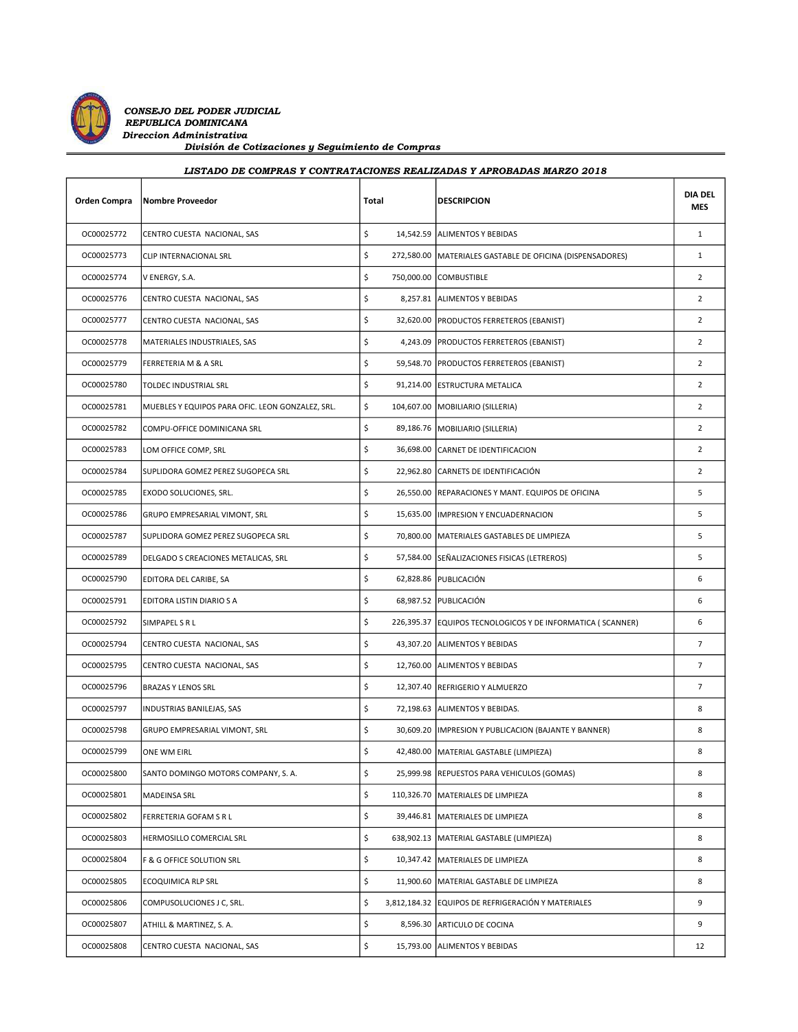***CONSEJO DEL PODER JUDICIAL***
***REPUBLICA DOMINICANA***
***Direccion Administrativa***
***División de Cotizaciones y Seguimiento de Compras***

***LISTADO DE COMPRAS Y CONTRATACIONES REALIZADAS Y APROBADAS MARZO 2018***

| Orden Compra | Nombre Proveedor | Total | DESCRIPCION | DIA DEL MES |
|---|---|---|---|---|
| OC00025772 | CENTRO CUESTA NACIONAL, SAS | $ 14,542.59 | ALIMENTOS Y BEBIDAS | 1 |
| OC00025773 | CLIP INTERNACIONAL SRL | $ 272,580.00 | MATERIALES GASTABLE DE OFICINA (DISPENSADORES) | 1 |
| OC00025774 | V ENERGY, S.A. | $ 750,000.00 | COMBUSTIBLE | 2 |
| OC00025776 | CENTRO CUESTA NACIONAL, SAS | $ 8,257.81 | ALIMENTOS Y BEBIDAS | 2 |
| OC00025777 | CENTRO CUESTA NACIONAL, SAS | $ 32,620.00 | PRODUCTOS FERRETEROS (EBANIST) | 2 |
| OC00025778 | MATERIALES INDUSTRIALES, SAS | $ 4,243.09 | PRODUCTOS FERRETEROS (EBANIST) | 2 |
| OC00025779 | FERRETERIA M & A SRL | $ 59,548.70 | PRODUCTOS FERRETEROS (EBANIST) | 2 |
| OC00025780 | TOLDEC INDUSTRIAL SRL | $ 91,214.00 | ESTRUCTURA METALICA | 2 |
| OC00025781 | MUEBLES Y EQUIPOS PARA OFIC. LEON GONZALEZ, SRL. | $ 104,607.00 | MOBILIARIO (SILLERIA) | 2 |
| OC00025782 | COMPU-OFFICE DOMINICANA SRL | $ 89,186.76 | MOBILIARIO (SILLERIA) | 2 |
| OC00025783 | LOM OFFICE COMP, SRL | $ 36,698.00 | CARNET DE IDENTIFICACION | 2 |
| OC00025784 | SUPLIDORA GOMEZ PEREZ SUGOPECA SRL | $ 22,962.80 | CARNETS DE IDENTIFICACIÓN | 2 |
| OC00025785 | EXODO SOLUCIONES, SRL. | $ 26,550.00 | REPARACIONES Y MANT. EQUIPOS DE OFICINA | 5 |
| OC00025786 | GRUPO EMPRESARIAL VIMONT, SRL | $ 15,635.00 | IMPRESION Y ENCUADERNACION | 5 |
| OC00025787 | SUPLIDORA GOMEZ PEREZ SUGOPECA SRL | $ 70,800.00 | MATERIALES GASTABLES DE LIMPIEZA | 5 |
| OC00025789 | DELGADO S CREACIONES METALICAS, SRL | $ 57,584.00 | SEÑALIZACIONES FISICAS (LETREROS) | 5 |
| OC00025790 | EDITORA DEL CARIBE, SA | $ 62,828.86 | PUBLICACIÓN | 6 |
| OC00025791 | EDITORA LISTIN DIARIO S A | $ 68,987.52 | PUBLICACIÓN | 6 |
| OC00025792 | SIMPAPEL S R L | $ 226,395.37 | EQUIPOS TECNOLOGICOS Y DE INFORMATICA ( SCANNER) | 6 |
| OC00025794 | CENTRO CUESTA NACIONAL, SAS | $ 43,307.20 | ALIMENTOS Y BEBIDAS | 7 |
| OC00025795 | CENTRO CUESTA NACIONAL, SAS | $ 12,760.00 | ALIMENTOS Y BEBIDAS | 7 |
| OC00025796 | BRAZAS Y LENOS SRL | $ 12,307.40 | REFRIGERIO Y ALMUERZO | 7 |
| OC00025797 | INDUSTRIAS BANILEJAS, SAS | $ 72,198.63 | ALIMENTOS Y BEBIDAS. | 8 |
| OC00025798 | GRUPO EMPRESARIAL VIMONT, SRL | $ 30,609.20 | IMPRESION Y PUBLICACION (BAJANTE Y BANNER) | 8 |
| OC00025799 | ONE WM EIRL | $ 42,480.00 | MATERIAL GASTABLE (LIMPIEZA) | 8 |
| OC00025800 | SANTO DOMINGO MOTORS COMPANY, S. A. | $ 25,999.98 | REPUESTOS PARA VEHICULOS (GOMAS) | 8 |
| OC00025801 | MADEINSA SRL | $ 110,326.70 | MATERIALES DE LIMPIEZA | 8 |
| OC00025802 | FERRETERIA GOFAM S R L | $ 39,446.81 | MATERIALES DE LIMPIEZA | 8 |
| OC00025803 | HERMOSILLO COMERCIAL SRL | $ 638,902.13 | MATERIAL GASTABLE (LIMPIEZA) | 8 |
| OC00025804 | F & G OFFICE SOLUTION SRL | $ 10,347.42 | MATERIALES DE LIMPIEZA | 8 |
| OC00025805 | ECOQUIMICA RLP SRL | $ 11,900.60 | MATERIAL GASTABLE DE LIMPIEZA | 8 |
| OC00025806 | COMPUSOLUCIONES J C, SRL. | $ 3,812,184.32 | EQUIPOS DE REFRIGERACIÓN Y MATERIALES | 9 |
| OC00025807 | ATHILL & MARTINEZ, S. A. | $ 8,596.30 | ARTICULO DE COCINA | 9 |
| OC00025808 | CENTRO CUESTA NACIONAL, SAS | $ 15,793.00 | ALIMENTOS Y BEBIDAS | 12 |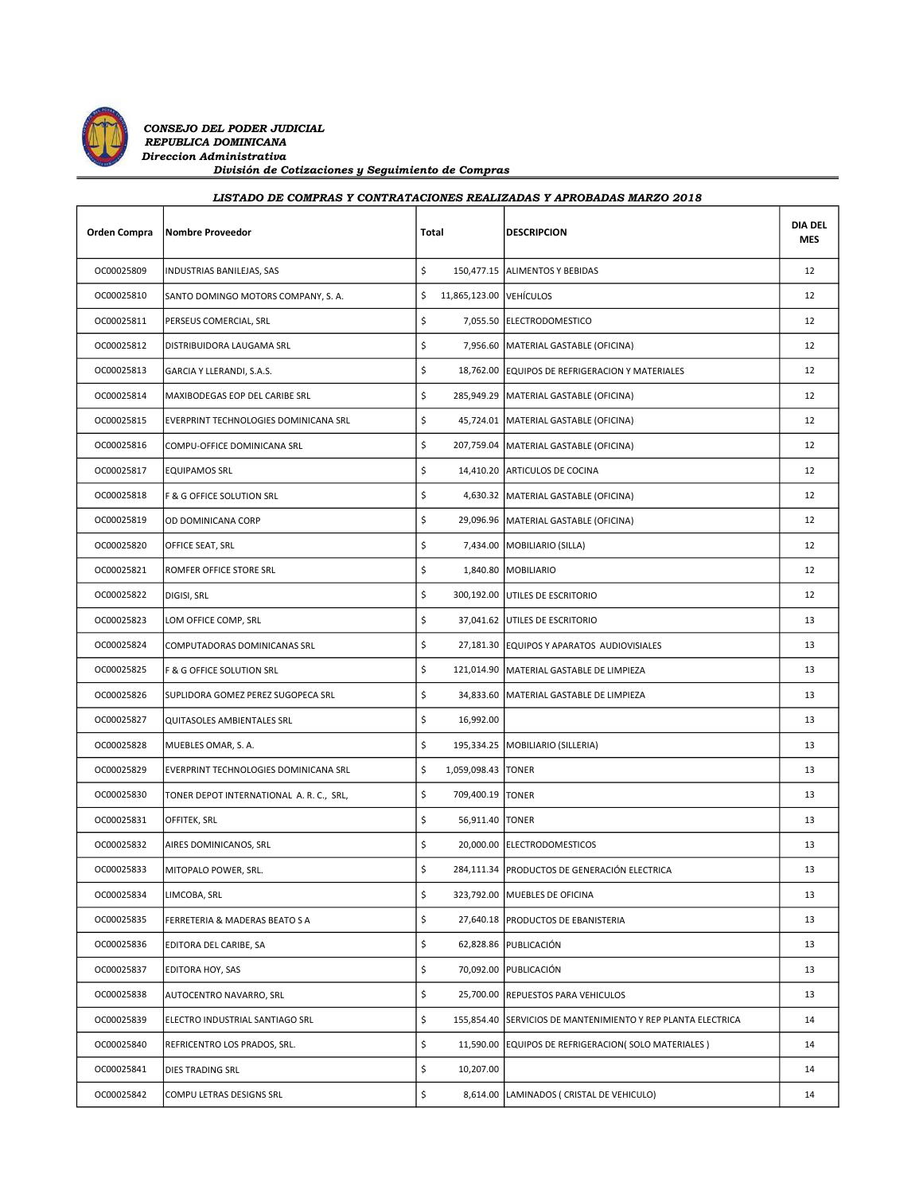***CONSEJO DEL PODER JUDICIAL***
***REPUBLICA DOMINICANA***
***Direccion Administrativa***
***División de Cotizaciones y Seguimiento de Compras***

***LISTADO DE COMPRAS Y CONTRATACIONES REALIZADAS Y APROBADAS MARZO 2018***

| Orden Compra | Nombre Proveedor | Total | DESCRIPCION | DIA DEL MES |
|---|---|---|---|---|
| OC00025809 | INDUSTRIAS BANILEJAS, SAS | $ 150,477.15 | ALIMENTOS Y BEBIDAS | 12 |
| OC00025810 | SANTO DOMINGO MOTORS COMPANY, S. A. | $ 11,865,123.00 | VEHÍCULOS | 12 |
| OC00025811 | PERSEUS COMERCIAL, SRL | $ 7,055.50 | ELECTRODOMESTICO | 12 |
| OC00025812 | DISTRIBUIDORA LAUGAMA SRL | $ 7,956.60 | MATERIAL GASTABLE (OFICINA) | 12 |
| OC00025813 | GARCIA Y LLERANDI, S.A.S. | $ 18,762.00 | EQUIPOS DE REFRIGERACION Y MATERIALES | 12 |
| OC00025814 | MAXIBODEGAS EOP DEL CARIBE SRL | $ 285,949.29 | MATERIAL GASTABLE (OFICINA) | 12 |
| OC00025815 | EVERPRINT TECHNOLOGIES DOMINICANA SRL | $ 45,724.01 | MATERIAL GASTABLE (OFICINA) | 12 |
| OC00025816 | COMPU-OFFICE DOMINICANA SRL | $ 207,759.04 | MATERIAL GASTABLE (OFICINA) | 12 |
| OC00025817 | EQUIPAMOS SRL | $ 14,410.20 | ARTICULOS DE COCINA | 12 |
| OC00025818 | F & G OFFICE SOLUTION SRL | $ 4,630.32 | MATERIAL GASTABLE (OFICINA) | 12 |
| OC00025819 | OD DOMINICANA CORP | $ 29,096.96 | MATERIAL GASTABLE (OFICINA) | 12 |
| OC00025820 | OFFICE SEAT, SRL | $ 7,434.00 | MOBILIARIO (SILLA) | 12 |
| OC00025821 | ROMFER OFFICE STORE SRL | $ 1,840.80 | MOBILIARIO | 12 |
| OC00025822 | DIGISI, SRL | $ 300,192.00 | UTILES DE ESCRITORIO | 12 |
| OC00025823 | LOM OFFICE COMP, SRL | $ 37,041.62 | UTILES DE ESCRITORIO | 13 |
| OC00025824 | COMPUTADORAS DOMINICANAS SRL | $ 27,181.30 | EQUIPOS Y APARATOS AUDIOVISIALES | 13 |
| OC00025825 | F & G OFFICE SOLUTION SRL | $ 121,014.90 | MATERIAL GASTABLE DE LIMPIEZA | 13 |
| OC00025826 | SUPLIDORA GOMEZ PEREZ SUGOPECA SRL | $ 34,833.60 | MATERIAL GASTABLE DE LIMPIEZA | 13 |
| OC00025827 | QUITASOLES AMBIENTALES SRL | $ 16,992.00 | | 13 |
| OC00025828 | MUEBLES OMAR, S. A. | $ 195,334.25 | MOBILIARIO (SILLERIA) | 13 |
| OC00025829 | EVERPRINT TECHNOLOGIES DOMINICANA SRL | $ 1,059,098.43 | TONER | 13 |
| OC00025830 | TONER DEPOT INTERNATIONAL A. R. C., SRL, | $ 709,400.19 | TONER | 13 |
| OC00025831 | OFFITEK, SRL | $ 56,911.40 | TONER | 13 |
| OC00025832 | AIRES DOMINICANOS, SRL | $ 20,000.00 | ELECTRODOMESTICOS | 13 |
| OC00025833 | MITOPALO POWER, SRL. | $ 284,111.34 | PRODUCTOS DE GENERACIÓN ELECTRICA | 13 |
| OC00025834 | LIMCOBA, SRL | $ 323,792.00 | MUEBLES DE OFICINA | 13 |
| OC00025835 | FERRETERIA & MADERAS BEATO S A | $ 27,640.18 | PRODUCTOS DE EBANISTERIA | 13 |
| OC00025836 | EDITORA DEL CARIBE, SA | $ 62,828.86 | PUBLICACIÓN | 13 |
| OC00025837 | EDITORA HOY, SAS | $ 70,092.00 | PUBLICACIÓN | 13 |
| OC00025838 | AUTOCENTRO NAVARRO, SRL | $ 25,700.00 | REPUESTOS PARA VEHICULOS | 13 |
| OC00025839 | ELECTRO INDUSTRIAL SANTIAGO SRL | $ 155,854.40 | SERVICIOS DE MANTENIMIENTO Y REP PLANTA ELECTRICA | 14 |
| OC00025840 | REFRICENTRO LOS PRADOS, SRL. | $ 11,590.00 | EQUIPOS DE REFRIGERACION( SOLO MATERIALES ) | 14 |
| OC00025841 | DIES TRADING SRL | $ 10,207.00 | | 14 |
| OC00025842 | COMPU LETRAS DESIGNS SRL | $ 8,614.00 | LAMINADOS ( CRISTAL DE VEHICULO) | 14 |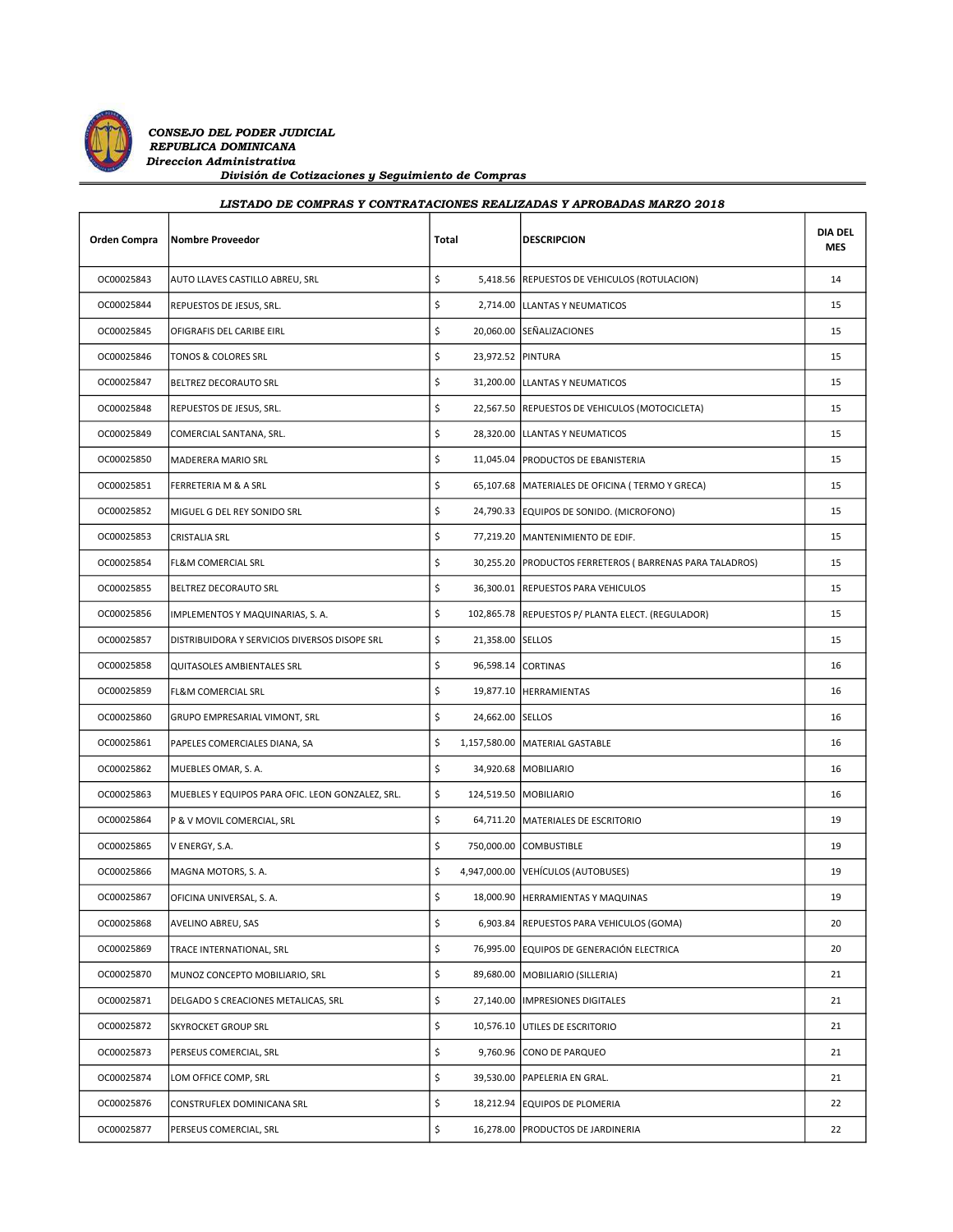**_CONSEJO DEL PODER JUDICIAL_**
**_REPUBLICA DOMINICANA_**
**_Direccion Administrativa_**
**_División de Cotizaciones y Seguimiento de Compras_**

**_LISTADO DE COMPRAS Y CONTRATACIONES REALIZADAS Y APROBADAS MARZO 2018_**

| Orden Compra | Nombre Proveedor | Total | DESCRIPCION | DIA DEL MES |
|---|---|---|---|---|
| OC00025843 | AUTO LLAVES CASTILLO ABREU, SRL | $ 5,418.56 | REPUESTOS DE VEHICULOS (ROTULACION) | 14 |
| OC00025844 | REPUESTOS DE JESUS, SRL. | $ 2,714.00 | LLANTAS Y NEUMATICOS | 15 |
| OC00025845 | OFIGRAFIS DEL CARIBE EIRL | $ 20,060.00 | SEÑALIZACIONES | 15 |
| OC00025846 | TONOS & COLORES SRL | $ 23,972.52 | PINTURA | 15 |
| OC00025847 | BELTREZ DECORAUTO SRL | $ 31,200.00 | LLANTAS Y NEUMATICOS | 15 |
| OC00025848 | REPUESTOS DE JESUS, SRL. | $ 22,567.50 | REPUESTOS DE VEHICULOS (MOTOCICLETA) | 15 |
| OC00025849 | COMERCIAL SANTANA, SRL. | $ 28,320.00 | LLANTAS Y NEUMATICOS | 15 |
| OC00025850 | MADERERA MARIO SRL | $ 11,045.04 | PRODUCTOS DE EBANISTERIA | 15 |
| OC00025851 | FERRETERIA M & A SRL | $ 65,107.68 | MATERIALES DE OFICINA ( TERMO Y GRECA) | 15 |
| OC00025852 | MIGUEL G DEL REY SONIDO SRL | $ 24,790.33 | EQUIPOS DE SONIDO. (MICROFONO) | 15 |
| OC00025853 | CRISTALIA SRL | $ 77,219.20 | MANTENIMIENTO DE EDIF. | 15 |
| OC00025854 | FL&M COMERCIAL SRL | $ 30,255.20 | PRODUCTOS FERRETEROS ( BARRENAS PARA TALADROS) | 15 |
| OC00025855 | BELTREZ DECORAUTO SRL | $ 36,300.01 | REPUESTOS PARA VEHICULOS | 15 |
| OC00025856 | IMPLEMENTOS Y MAQUINARIAS, S. A. | $ 102,865.78 | REPUESTOS P/ PLANTA ELECT. (REGULADOR) | 15 |
| OC00025857 | DISTRIBUIDORA Y SERVICIOS DIVERSOS DISOPE SRL | $ 21,358.00 | SELLOS | 15 |
| OC00025858 | QUITASOLES AMBIENTALES SRL | $ 96,598.14 | CORTINAS | 16 |
| OC00025859 | FL&M COMERCIAL SRL | $ 19,877.10 | HERRAMIENTAS | 16 |
| OC00025860 | GRUPO EMPRESARIAL VIMONT, SRL | $ 24,662.00 | SELLOS | 16 |
| OC00025861 | PAPELES COMERCIALES DIANA, SA | $ 1,157,580.00 | MATERIAL GASTABLE | 16 |
| OC00025862 | MUEBLES OMAR, S. A. | $ 34,920.68 | MOBILIARIO | 16 |
| OC00025863 | MUEBLES Y EQUIPOS PARA OFIC. LEON GONZALEZ, SRL. | $ 124,519.50 | MOBILIARIO | 16 |
| OC00025864 | P & V MOVIL COMERCIAL, SRL | $ 64,711.20 | MATERIALES DE ESCRITORIO | 19 |
| OC00025865 | V ENERGY, S.A. | $ 750,000.00 | COMBUSTIBLE | 19 |
| OC00025866 | MAGNA MOTORS, S. A. | $ 4,947,000.00 | VEHÍCULOS (AUTOBUSES) | 19 |
| OC00025867 | OFICINA UNIVERSAL, S. A. | $ 18,000.90 | HERRAMIENTAS Y MAQUINAS | 19 |
| OC00025868 | AVELINO ABREU, SAS | $ 6,903.84 | REPUESTOS PARA VEHICULOS (GOMA) | 20 |
| OC00025869 | TRACE INTERNATIONAL, SRL | $ 76,995.00 | EQUIPOS DE GENERACIÓN ELECTRICA | 20 |
| OC00025870 | MUNOZ CONCEPTO MOBILIARIO, SRL | $ 89,680.00 | MOBILIARIO (SILLERIA) | 21 |
| OC00025871 | DELGADO S CREACIONES METALICAS, SRL | $ 27,140.00 | IMPRESIONES DIGITALES | 21 |
| OC00025872 | SKYROCKET GROUP SRL | $ 10,576.10 | UTILES DE ESCRITORIO | 21 |
| OC00025873 | PERSEUS COMERCIAL, SRL | $ 9,760.96 | CONO DE PARQUEO | 21 |
| OC00025874 | LOM OFFICE COMP, SRL | $ 39,530.00 | PAPELERIA EN GRAL. | 21 |
| OC00025876 | CONSTRUFLEX DOMINICANA SRL | $ 18,212.94 | EQUIPOS DE PLOMERIA | 22 |
| OC00025877 | PERSEUS COMERCIAL, SRL | $ 16,278.00 | PRODUCTOS DE JARDINERIA | 22 |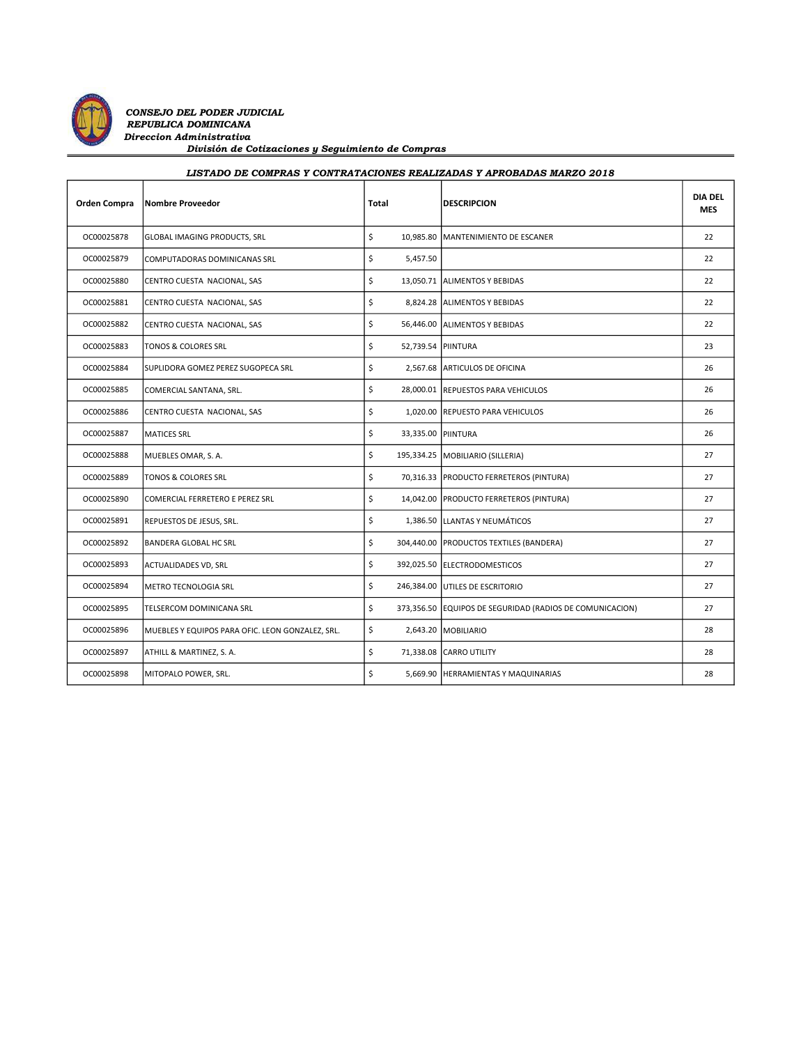*CONSEJO DEL PODER JUDICIAL*
*REPUBLICA DOMINICANA*
*Direccion Administrativa*
*División de Cotizaciones y Seguimiento de Compras*

**LISTADO DE COMPRAS Y CONTRATACIONES REALIZADAS Y APROBADAS MARZO 2018**

| Orden Compra | Nombre Proveedor | Total | DESCRIPCION | DIA DEL MES |
|---|---|---|---|---|
| OC00025878 | GLOBAL IMAGING PRODUCTS, SRL | $ 10,985.80 | MANTENIMIENTO DE ESCANER | 22 |
| OC00025879 | COMPUTADORAS DOMINICANAS SRL | $ 5,457.50 | | 22 |
| OC00025880 | CENTRO CUESTA NACIONAL, SAS | $ 13,050.71 | ALIMENTOS Y BEBIDAS | 22 |
| OC00025881 | CENTRO CUESTA NACIONAL, SAS | $ 8,824.28 | ALIMENTOS Y BEBIDAS | 22 |
| OC00025882 | CENTRO CUESTA NACIONAL, SAS | $ 56,446.00 | ALIMENTOS Y BEBIDAS | 22 |
| OC00025883 | TONOS & COLORES SRL | $ 52,739.54 | PIINTURA | 23 |
| OC00025884 | SUPLIDORA GOMEZ PEREZ SUGOPECA SRL | $ 2,567.68 | ARTICULOS DE OFICINA | 26 |
| OC00025885 | COMERCIAL SANTANA, SRL. | $ 28,000.01 | REPUESTOS PARA VEHICULOS | 26 |
| OC00025886 | CENTRO CUESTA NACIONAL, SAS | $ 1,020.00 | REPUESTO PARA VEHICULOS | 26 |
| OC00025887 | MATICES SRL | $ 33,335.00 | PIINTURA | 26 |
| OC00025888 | MUEBLES OMAR, S. A. | $ 195,334.25 | MOBILIARIO (SILLERIA) | 27 |
| OC00025889 | TONOS & COLORES SRL | $ 70,316.33 | PRODUCTO FERRETEROS (PINTURA) | 27 |
| OC00025890 | COMERCIAL FERRETERO E PEREZ SRL | $ 14,042.00 | PRODUCTO FERRETEROS (PINTURA) | 27 |
| OC00025891 | REPUESTOS DE JESUS, SRL. | $ 1,386.50 | LLANTAS Y NEUMÁTICOS | 27 |
| OC00025892 | BANDERA GLOBAL HC SRL | $ 304,440.00 | PRODUCTOS TEXTILES (BANDERA) | 27 |
| OC00025893 | ACTUALIDADES VD, SRL | $ 392,025.50 | ELECTRODOMESTICOS | 27 |
| OC00025894 | METRO TECNOLOGIA SRL | $ 246,384.00 | UTILES DE ESCRITORIO | 27 |
| OC00025895 | TELSERCOM DOMINICANA SRL | $ 373,356.50 | EQUIPOS DE SEGURIDAD (RADIOS DE COMUNICACION) | 27 |
| OC00025896 | MUEBLES Y EQUIPOS PARA OFIC. LEON GONZALEZ, SRL. | $ 2,643.20 | MOBILIARIO | 28 |
| OC00025897 | ATHILL & MARTINEZ, S. A. | $ 71,338.08 | CARRO UTILITY | 28 |
| OC00025898 | MITOPALO POWER, SRL. | $ 5,669.90 | HERRAMIENTAS Y MAQUINARIAS | 28 |